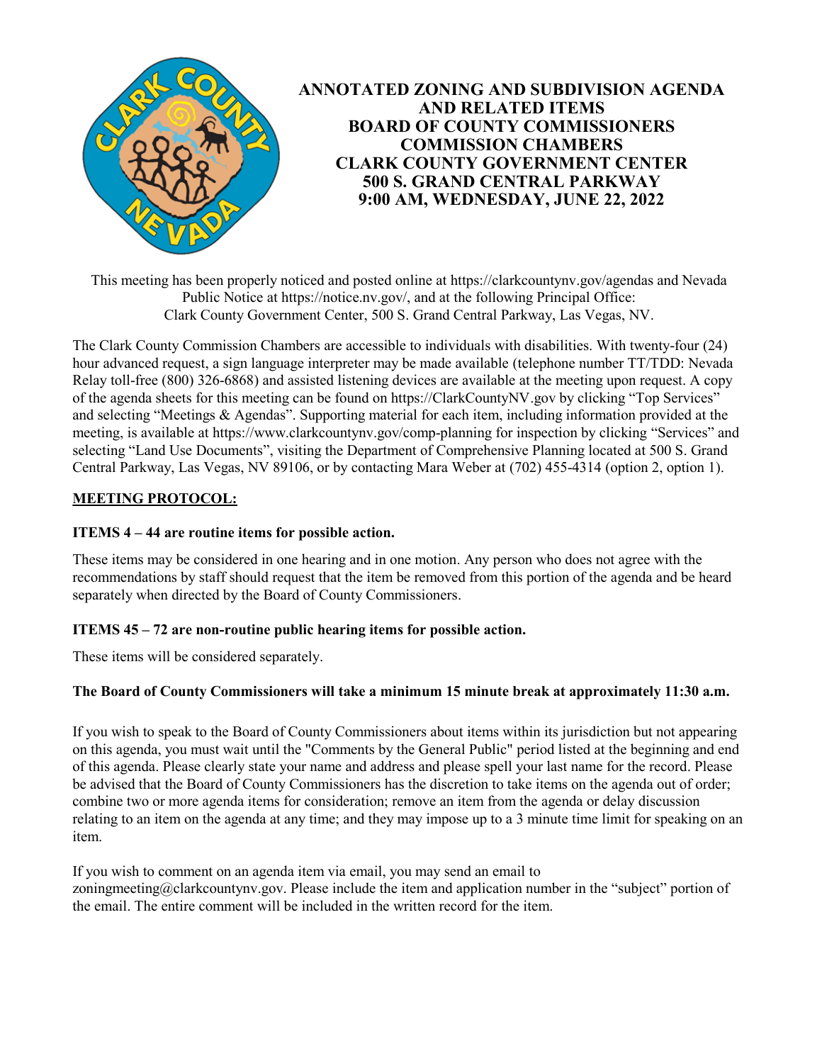# ANNOTATED ZONING AND SUBDIVISION AGENDA AND RELATED ITEMS
# BOARD OF COUNTY COMMISSIONERS
# COMMISSION CHAMBERS
# CLARK COUNTY GOVERNMENT CENTER
# 500 S. GRAND CENTRAL PARKWAY
# 9:00 AM, WEDNESDAY, JUNE 22, 2022

This meeting has been properly noticed and posted online at https://clarkcountynv.gov/agendas and Nevada Public Notice at https://notice.nv.gov/, and at the following Principal Office: Clark County Government Center, 500 S. Grand Central Parkway, Las Vegas, NV.

The Clark County Commission Chambers are accessible to individuals with disabilities. With twenty-four (24) hour advanced request, a sign language interpreter may be made available (telephone number TT/TDD: Nevada Relay toll-free (800) 326-6868) and assisted listening devices are available at the meeting upon request. A copy of the agenda sheets for this meeting can be found on https://ClarkCountyNV.gov by clicking "Top Services" and selecting "Meetings & Agendas". Supporting material for each item, including information provided at the meeting, is available at https://www.clarkcountynv.gov/comp-planning for inspection by clicking "Services" and selecting "Land Use Documents", visiting the Department of Comprehensive Planning located at 500 S. Grand Central Parkway, Las Vegas, NV 89106, or by contacting Mara Weber at (702) 455-4314 (option 2, option 1).

## MEETING PROTOCOL:

**ITEMS 4 – 44 are routine items for possible action.**

These items may be considered in one hearing and in one motion. Any person who does not agree with the recommendations by staff should request that the item be removed from this portion of the agenda and be heard separately when directed by the Board of County Commissioners.

**ITEMS 45 – 72 are non-routine public hearing items for possible action.**

These items will be considered separately.

**The Board of County Commissioners will take a minimum 15 minute break at approximately 11:30 a.m.**

If you wish to speak to the Board of County Commissioners about items within its jurisdiction but not appearing on this agenda, you must wait until the "Comments by the General Public" period listed at the beginning and end of this agenda. Please clearly state your name and address and please spell your last name for the record. Please be advised that the Board of County Commissioners has the discretion to take items on the agenda out of order; combine two or more agenda items for consideration; remove an item from the agenda or delay discussion relating to an item on the agenda at any time; and they may impose up to a 3 minute time limit for speaking on an item.

If you wish to comment on an agenda item via email, you may send an email to zoningmeeting@clarkcountynv.gov. Please include the item and application number in the "subject" portion of the email. The entire comment will be included in the written record for the item.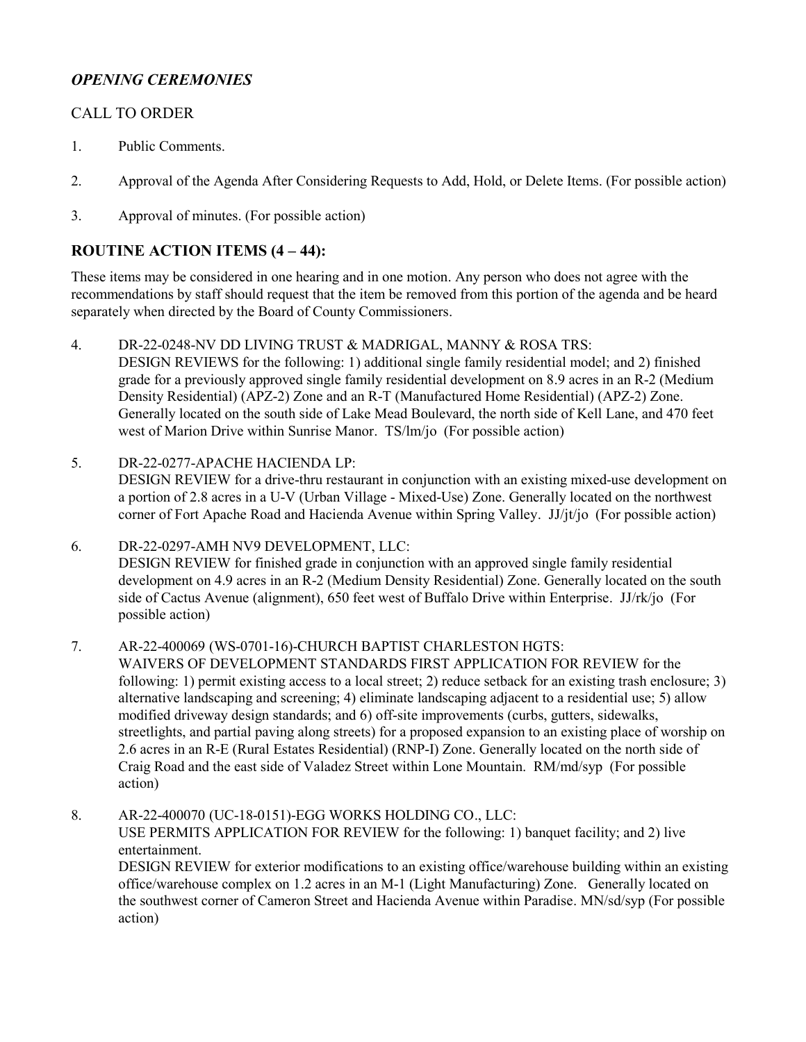## *OPENING CEREMONIES*

CALL TO ORDER

1. Public Comments.

2. Approval of the Agenda After Considering Requests to Add, Hold, or Delete Items. (For possible action)

3. Approval of minutes. (For possible action)

## ROUTINE ACTION ITEMS (4 – 44):

These items may be considered in one hearing and in one motion. Any person who does not agree with the recommendations by staff should request that the item be removed from this portion of the agenda and be heard separately when directed by the Board of County Commissioners.

4. DR-22-0248-NV DD LIVING TRUST & MADRIGAL, MANNY & ROSA TRS:
   DESIGN REVIEWS for the following: 1) additional single family residential model; and 2) finished grade for a previously approved single family residential development on 8.9 acres in an R-2 (Medium Density Residential) (APZ-2) Zone and an R-T (Manufactured Home Residential) (APZ-2) Zone. Generally located on the south side of Lake Mead Boulevard, the north side of Kell Lane, and 470 feet west of Marion Drive within Sunrise Manor. TS/lm/jo (For possible action)

5. DR-22-0277-APACHE HACIENDA LP:
   DESIGN REVIEW for a drive-thru restaurant in conjunction with an existing mixed-use development on a portion of 2.8 acres in a U-V (Urban Village - Mixed-Use) Zone. Generally located on the northwest corner of Fort Apache Road and Hacienda Avenue within Spring Valley. JJ/jt/jo (For possible action)

6. DR-22-0297-AMH NV9 DEVELOPMENT, LLC:
   DESIGN REVIEW for finished grade in conjunction with an approved single family residential development on 4.9 acres in an R-2 (Medium Density Residential) Zone. Generally located on the south side of Cactus Avenue (alignment), 650 feet west of Buffalo Drive within Enterprise. JJ/rk/jo (For possible action)

7. AR-22-400069 (WS-0701-16)-CHURCH BAPTIST CHARLESTON HGTS:
   WAIVERS OF DEVELOPMENT STANDARDS FIRST APPLICATION FOR REVIEW for the following: 1) permit existing access to a local street; 2) reduce setback for an existing trash enclosure; 3) alternative landscaping and screening; 4) eliminate landscaping adjacent to a residential use; 5) allow modified driveway design standards; and 6) off-site improvements (curbs, gutters, sidewalks, streetlights, and partial paving along streets) for a proposed expansion to an existing place of worship on 2.6 acres in an R-E (Rural Estates Residential) (RNP-I) Zone. Generally located on the north side of Craig Road and the east side of Valadez Street within Lone Mountain. RM/md/syp (For possible action)

8. AR-22-400070 (UC-18-0151)-EGG WORKS HOLDING CO., LLC:
   USE PERMITS APPLICATION FOR REVIEW for the following: 1) banquet facility; and 2) live entertainment.
   DESIGN REVIEW for exterior modifications to an existing office/warehouse building within an existing office/warehouse complex on 1.2 acres in an M-1 (Light Manufacturing) Zone. Generally located on the southwest corner of Cameron Street and Hacienda Avenue within Paradise. MN/sd/syp (For possible action)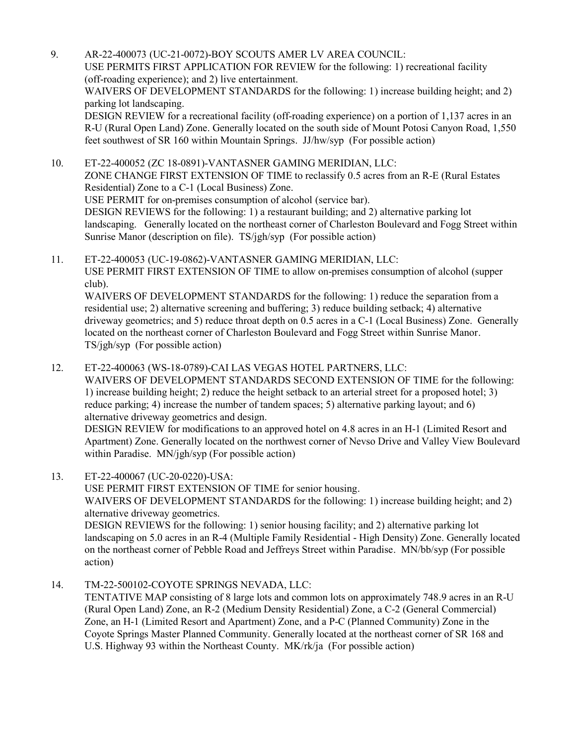9. AR-22-400073 (UC-21-0072)-BOY SCOUTS AMER LV AREA COUNCIL:
   USE PERMITS FIRST APPLICATION FOR REVIEW for the following: 1) recreational facility (off-roading experience); and 2) live entertainment.
   WAIVERS OF DEVELOPMENT STANDARDS for the following: 1) increase building height; and 2) parking lot landscaping.
   DESIGN REVIEW for a recreational facility (off-roading experience) on a portion of 1,137 acres in an R-U (Rural Open Land) Zone. Generally located on the south side of Mount Potosi Canyon Road, 1,550 feet southwest of SR 160 within Mountain Springs. JJ/hw/syp (For possible action)

10. ET-22-400052 (ZC 18-0891)-VANTASNER GAMING MERIDIAN, LLC:
    ZONE CHANGE FIRST EXTENSION OF TIME to reclassify 0.5 acres from an R-E (Rural Estates Residential) Zone to a C-1 (Local Business) Zone.
    USE PERMIT for on-premises consumption of alcohol (service bar).
    DESIGN REVIEWS for the following: 1) a restaurant building; and 2) alternative parking lot landscaping. Generally located on the northeast corner of Charleston Boulevard and Fogg Street within Sunrise Manor (description on file). TS/jgh/syp (For possible action)

11. ET-22-400053 (UC-19-0862)-VANTASNER GAMING MERIDIAN, LLC:
    USE PERMIT FIRST EXTENSION OF TIME to allow on-premises consumption of alcohol (supper club).
    WAIVERS OF DEVELOPMENT STANDARDS for the following: 1) reduce the separation from a residential use; 2) alternative screening and buffering; 3) reduce building setback; 4) alternative driveway geometrics; and 5) reduce throat depth on 0.5 acres in a C-1 (Local Business) Zone. Generally located on the northeast corner of Charleston Boulevard and Fogg Street within Sunrise Manor. TS/jgh/syp (For possible action)

12. ET-22-400063 (WS-18-0789)-CAI LAS VEGAS HOTEL PARTNERS, LLC:
    WAIVERS OF DEVELOPMENT STANDARDS SECOND EXTENSION OF TIME for the following: 1) increase building height; 2) reduce the height setback to an arterial street for a proposed hotel; 3) reduce parking; 4) increase the number of tandem spaces; 5) alternative parking layout; and 6) alternative driveway geometrics and design.
    DESIGN REVIEW for modifications to an approved hotel on 4.8 acres in an H-1 (Limited Resort and Apartment) Zone. Generally located on the northwest corner of Nevso Drive and Valley View Boulevard within Paradise. MN/jgh/syp (For possible action)

13. ET-22-400067 (UC-20-0220)-USA:
    USE PERMIT FIRST EXTENSION OF TIME for senior housing.
    WAIVERS OF DEVELOPMENT STANDARDS for the following: 1) increase building height; and 2) alternative driveway geometrics.
    DESIGN REVIEWS for the following: 1) senior housing facility; and 2) alternative parking lot landscaping on 5.0 acres in an R-4 (Multiple Family Residential - High Density) Zone. Generally located on the northeast corner of Pebble Road and Jeffreys Street within Paradise. MN/bb/syp (For possible action)

14. TM-22-500102-COYOTE SPRINGS NEVADA, LLC:
    TENTATIVE MAP consisting of 8 large lots and common lots on approximately 748.9 acres in an R-U (Rural Open Land) Zone, an R-2 (Medium Density Residential) Zone, a C-2 (General Commercial) Zone, an H-1 (Limited Resort and Apartment) Zone, and a P-C (Planned Community) Zone in the Coyote Springs Master Planned Community. Generally located at the northeast corner of SR 168 and U.S. Highway 93 within the Northeast County. MK/rk/ja (For possible action)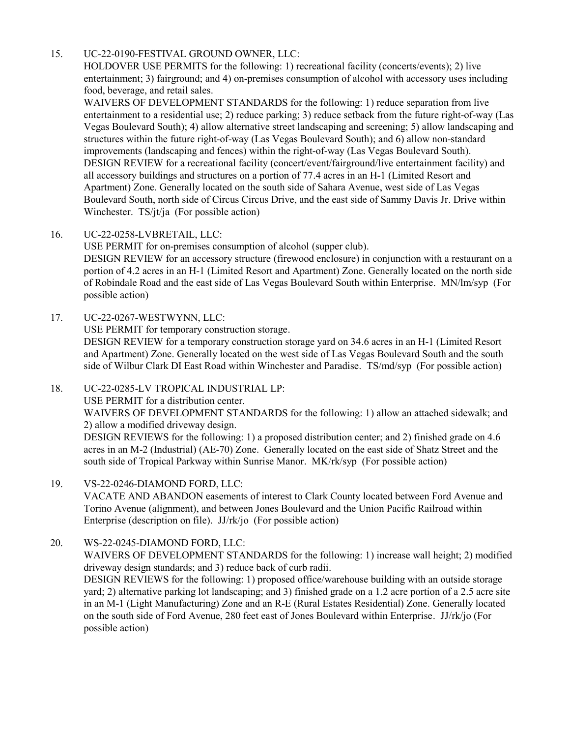15. UC-22-0190-FESTIVAL GROUND OWNER, LLC:
    HOLDOVER USE PERMITS for the following: 1) recreational facility (concerts/events); 2) live entertainment; 3) fairground; and 4) on-premises consumption of alcohol with accessory uses including food, beverage, and retail sales.
    WAIVERS OF DEVELOPMENT STANDARDS for the following: 1) reduce separation from live entertainment to a residential use; 2) reduce parking; 3) reduce setback from the future right-of-way (Las Vegas Boulevard South); 4) allow alternative street landscaping and screening; 5) allow landscaping and structures within the future right-of-way (Las Vegas Boulevard South); and 6) allow non-standard improvements (landscaping and fences) within the right-of-way (Las Vegas Boulevard South).
    DESIGN REVIEW for a recreational facility (concert/event/fairground/live entertainment facility) and all accessory buildings and structures on a portion of 77.4 acres in an H-1 (Limited Resort and Apartment) Zone. Generally located on the south side of Sahara Avenue, west side of Las Vegas Boulevard South, north side of Circus Circus Drive, and the east side of Sammy Davis Jr. Drive within Winchester. TS/jt/ja (For possible action)

16. UC-22-0258-LVBRETAIL, LLC:
    USE PERMIT for on-premises consumption of alcohol (supper club).
    DESIGN REVIEW for an accessory structure (firewood enclosure) in conjunction with a restaurant on a portion of 4.2 acres in an H-1 (Limited Resort and Apartment) Zone. Generally located on the north side of Robindale Road and the east side of Las Vegas Boulevard South within Enterprise. MN/lm/syp (For possible action)

17. UC-22-0267-WESTWYNN, LLC:
    USE PERMIT for temporary construction storage.
    DESIGN REVIEW for a temporary construction storage yard on 34.6 acres in an H-1 (Limited Resort and Apartment) Zone. Generally located on the west side of Las Vegas Boulevard South and the south side of Wilbur Clark DI East Road within Winchester and Paradise. TS/md/syp (For possible action)

18. UC-22-0285-LV TROPICAL INDUSTRIAL LP:
    USE PERMIT for a distribution center.
    WAIVERS OF DEVELOPMENT STANDARDS for the following: 1) allow an attached sidewalk; and 2) allow a modified driveway design.
    DESIGN REVIEWS for the following: 1) a proposed distribution center; and 2) finished grade on 4.6 acres in an M-2 (Industrial) (AE-70) Zone. Generally located on the east side of Shatz Street and the south side of Tropical Parkway within Sunrise Manor. MK/rk/syp (For possible action)

19. VS-22-0246-DIAMOND FORD, LLC:
    VACATE AND ABANDON easements of interest to Clark County located between Ford Avenue and Torino Avenue (alignment), and between Jones Boulevard and the Union Pacific Railroad within Enterprise (description on file). JJ/rk/jo (For possible action)

20. WS-22-0245-DIAMOND FORD, LLC:
    WAIVERS OF DEVELOPMENT STANDARDS for the following: 1) increase wall height; 2) modified driveway design standards; and 3) reduce back of curb radii.
    DESIGN REVIEWS for the following: 1) proposed office/warehouse building with an outside storage yard; 2) alternative parking lot landscaping; and 3) finished grade on a 1.2 acre portion of a 2.5 acre site in an M-1 (Light Manufacturing) Zone and an R-E (Rural Estates Residential) Zone. Generally located on the south side of Ford Avenue, 280 feet east of Jones Boulevard within Enterprise. JJ/rk/jo (For possible action)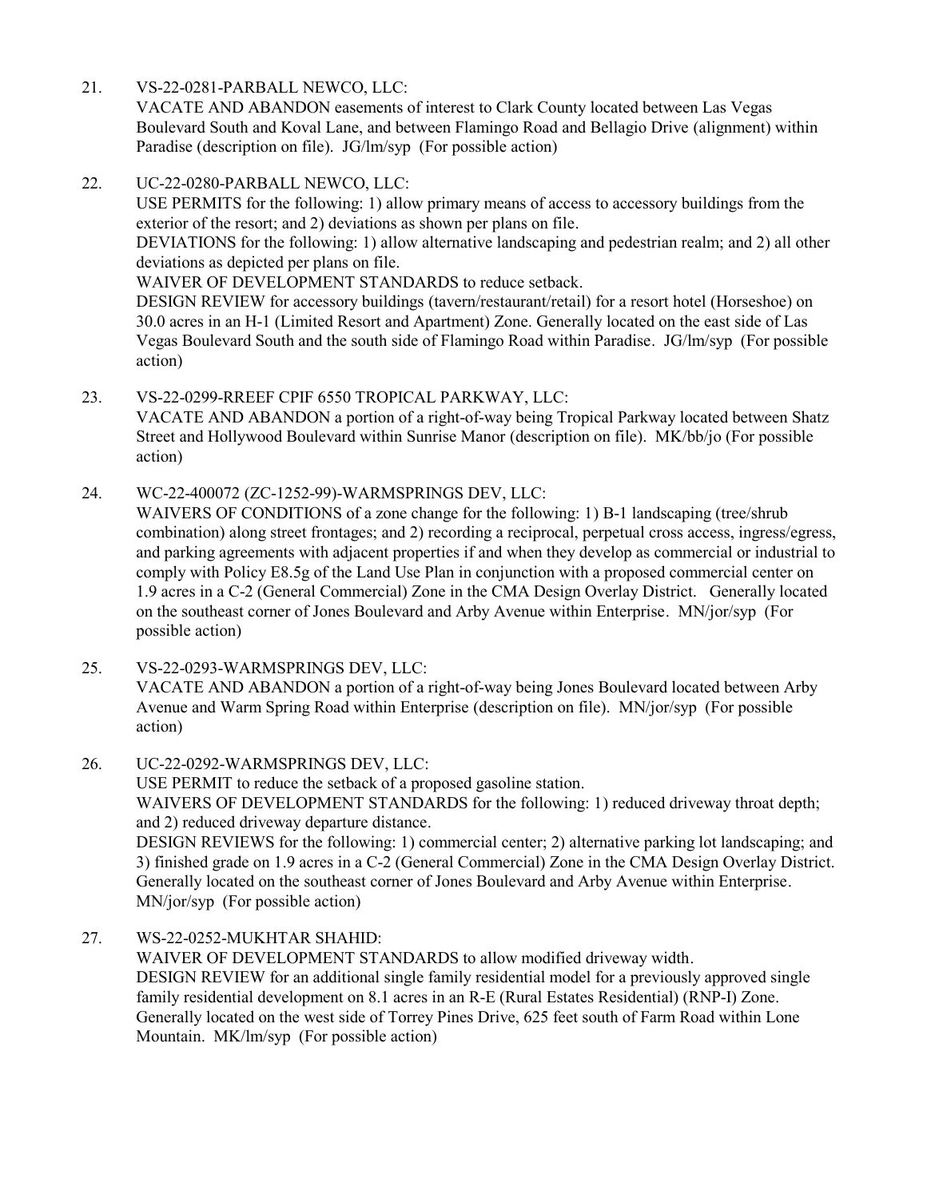21. VS-22-0281-PARBALL NEWCO, LLC:
    VACATE AND ABANDON easements of interest to Clark County located between Las Vegas Boulevard South and Koval Lane, and between Flamingo Road and Bellagio Drive (alignment) within Paradise (description on file). JG/lm/syp (For possible action)

22. UC-22-0280-PARBALL NEWCO, LLC:
    USE PERMITS for the following: 1) allow primary means of access to accessory buildings from the exterior of the resort; and 2) deviations as shown per plans on file.
    DEVIATIONS for the following: 1) allow alternative landscaping and pedestrian realm; and 2) all other deviations as depicted per plans on file.
    WAIVER OF DEVELOPMENT STANDARDS to reduce setback.
    DESIGN REVIEW for accessory buildings (tavern/restaurant/retail) for a resort hotel (Horseshoe) on 30.0 acres in an H-1 (Limited Resort and Apartment) Zone. Generally located on the east side of Las Vegas Boulevard South and the south side of Flamingo Road within Paradise. JG/lm/syp (For possible action)

23. VS-22-0299-RREEF CPIF 6550 TROPICAL PARKWAY, LLC:
    VACATE AND ABANDON a portion of a right-of-way being Tropical Parkway located between Shatz Street and Hollywood Boulevard within Sunrise Manor (description on file). MK/bb/jo (For possible action)

24. WC-22-400072 (ZC-1252-99)-WARMSPRINGS DEV, LLC:
    WAIVERS OF CONDITIONS of a zone change for the following: 1) B-1 landscaping (tree/shrub combination) along street frontages; and 2) recording a reciprocal, perpetual cross access, ingress/egress, and parking agreements with adjacent properties if and when they develop as commercial or industrial to comply with Policy E8.5g of the Land Use Plan in conjunction with a proposed commercial center on 1.9 acres in a C-2 (General Commercial) Zone in the CMA Design Overlay District. Generally located on the southeast corner of Jones Boulevard and Arby Avenue within Enterprise. MN/jor/syp (For possible action)

25. VS-22-0293-WARMSPRINGS DEV, LLC:
    VACATE AND ABANDON a portion of a right-of-way being Jones Boulevard located between Arby Avenue and Warm Spring Road within Enterprise (description on file). MN/jor/syp (For possible action)

26. UC-22-0292-WARMSPRINGS DEV, LLC:
    USE PERMIT to reduce the setback of a proposed gasoline station.
    WAIVERS OF DEVELOPMENT STANDARDS for the following: 1) reduced driveway throat depth; and 2) reduced driveway departure distance.
    DESIGN REVIEWS for the following: 1) commercial center; 2) alternative parking lot landscaping; and 3) finished grade on 1.9 acres in a C-2 (General Commercial) Zone in the CMA Design Overlay District. Generally located on the southeast corner of Jones Boulevard and Arby Avenue within Enterprise. MN/jor/syp (For possible action)

27. WS-22-0252-MUKHTAR SHAHID:
    WAIVER OF DEVELOPMENT STANDARDS to allow modified driveway width.
    DESIGN REVIEW for an additional single family residential model for a previously approved single family residential development on 8.1 acres in an R-E (Rural Estates Residential) (RNP-I) Zone. Generally located on the west side of Torrey Pines Drive, 625 feet south of Farm Road within Lone Mountain. MK/lm/syp (For possible action)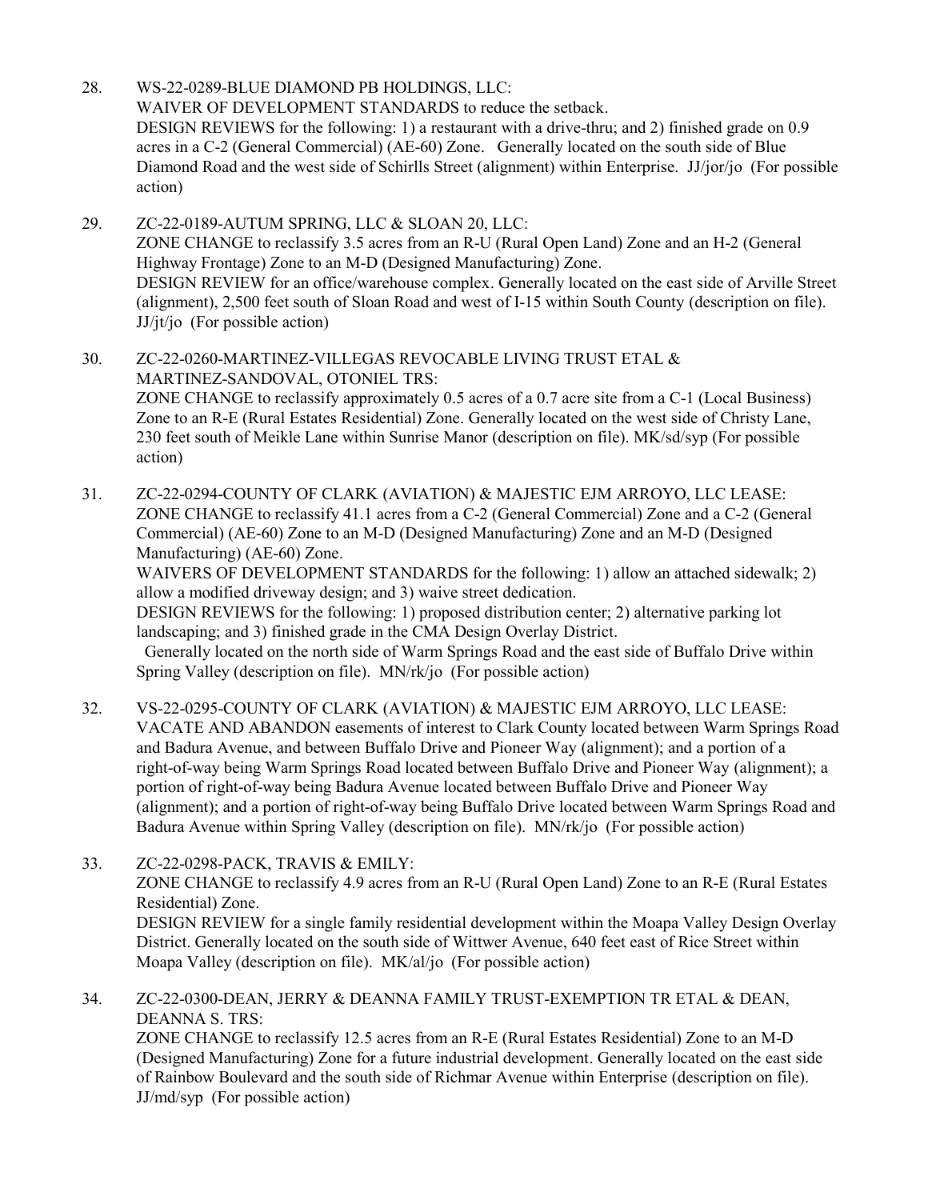28. WS-22-0289-BLUE DIAMOND PB HOLDINGS, LLC:
    WAIVER OF DEVELOPMENT STANDARDS to reduce the setback.
    DESIGN REVIEWS for the following: 1) a restaurant with a drive-thru; and 2) finished grade on 0.9 acres in a C-2 (General Commercial) (AE-60) Zone. Generally located on the south side of Blue Diamond Road and the west side of Schirlls Street (alignment) within Enterprise. JJ/jor/jo (For possible action)

29. ZC-22-0189-AUTUM SPRING, LLC & SLOAN 20, LLC:
    ZONE CHANGE to reclassify 3.5 acres from an R-U (Rural Open Land) Zone and an H-2 (General Highway Frontage) Zone to an M-D (Designed Manufacturing) Zone.
    DESIGN REVIEW for an office/warehouse complex. Generally located on the east side of Arville Street (alignment), 2,500 feet south of Sloan Road and west of I-15 within South County (description on file). JJ/jt/jo (For possible action)

30. ZC-22-0260-MARTINEZ-VILLEGAS REVOCABLE LIVING TRUST ETAL & MARTINEZ-SANDOVAL, OTONIEL TRS:
    ZONE CHANGE to reclassify approximately 0.5 acres of a 0.7 acre site from a C-1 (Local Business) Zone to an R-E (Rural Estates Residential) Zone. Generally located on the west side of Christy Lane, 230 feet south of Meikle Lane within Sunrise Manor (description on file). MK/sd/syp (For possible action)

31. ZC-22-0294-COUNTY OF CLARK (AVIATION) & MAJESTIC EJM ARROYO, LLC LEASE:
    ZONE CHANGE to reclassify 41.1 acres from a C-2 (General Commercial) Zone and a C-2 (General Commercial) (AE-60) Zone to an M-D (Designed Manufacturing) Zone and an M-D (Designed Manufacturing) (AE-60) Zone.
    WAIVERS OF DEVELOPMENT STANDARDS for the following: 1) allow an attached sidewalk; 2) allow a modified driveway design; and 3) waive street dedication.
    DESIGN REVIEWS for the following: 1) proposed distribution center; 2) alternative parking lot landscaping; and 3) finished grade in the CMA Design Overlay District.
    Generally located on the north side of Warm Springs Road and the east side of Buffalo Drive within Spring Valley (description on file). MN/rk/jo (For possible action)

32. VS-22-0295-COUNTY OF CLARK (AVIATION) & MAJESTIC EJM ARROYO, LLC LEASE:
    VACATE AND ABANDON easements of interest to Clark County located between Warm Springs Road and Badura Avenue, and between Buffalo Drive and Pioneer Way (alignment); and a portion of a right-of-way being Warm Springs Road located between Buffalo Drive and Pioneer Way (alignment); a portion of right-of-way being Badura Avenue located between Buffalo Drive and Pioneer Way (alignment); and a portion of right-of-way being Buffalo Drive located between Warm Springs Road and Badura Avenue within Spring Valley (description on file). MN/rk/jo (For possible action)

33. ZC-22-0298-PACK, TRAVIS & EMILY:
    ZONE CHANGE to reclassify 4.9 acres from an R-U (Rural Open Land) Zone to an R-E (Rural Estates Residential) Zone.
    DESIGN REVIEW for a single family residential development within the Moapa Valley Design Overlay District. Generally located on the south side of Wittwer Avenue, 640 feet east of Rice Street within Moapa Valley (description on file). MK/al/jo (For possible action)

34. ZC-22-0300-DEAN, JERRY & DEANNA FAMILY TRUST-EXEMPTION TR ETAL & DEAN, DEANNA S. TRS:
    ZONE CHANGE to reclassify 12.5 acres from an R-E (Rural Estates Residential) Zone to an M-D (Designed Manufacturing) Zone for a future industrial development. Generally located on the east side of Rainbow Boulevard and the south side of Richmar Avenue within Enterprise (description on file). JJ/md/syp (For possible action)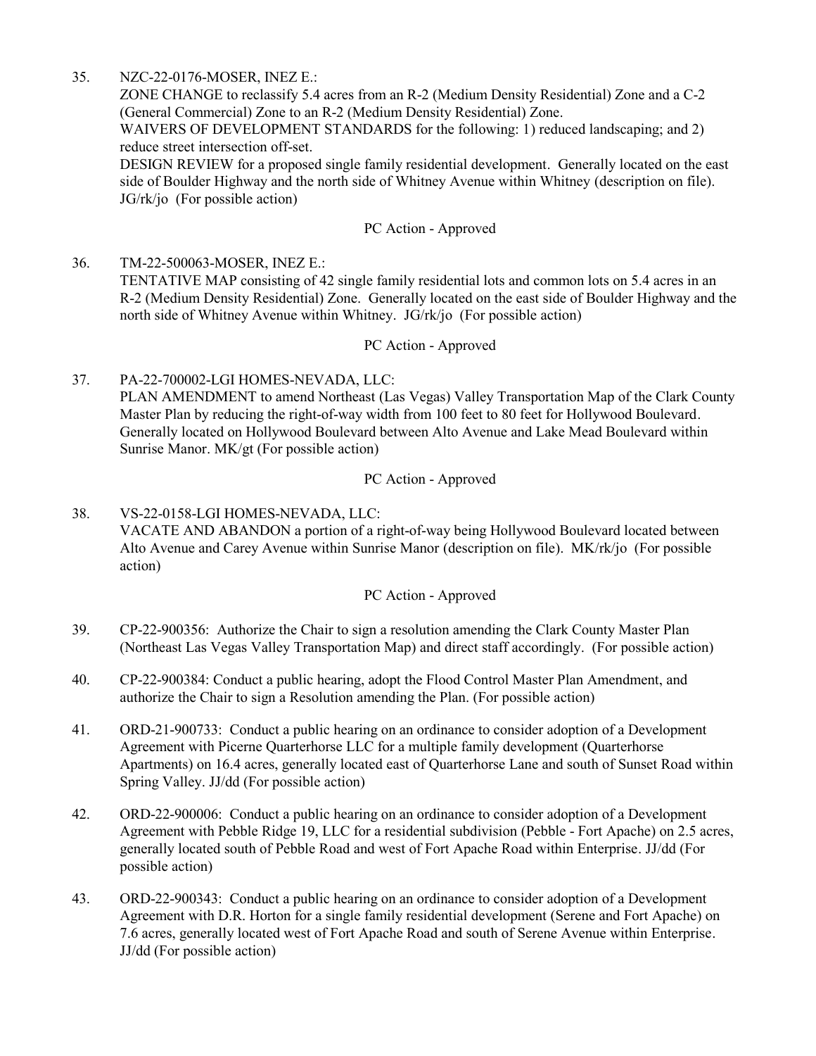35. NZC-22-0176-MOSER, INEZ E.:
    ZONE CHANGE to reclassify 5.4 acres from an R-2 (Medium Density Residential) Zone and a C-2 (General Commercial) Zone to an R-2 (Medium Density Residential) Zone.
    WAIVERS OF DEVELOPMENT STANDARDS for the following: 1) reduced landscaping; and 2) reduce street intersection off-set.
    DESIGN REVIEW for a proposed single family residential development. Generally located on the east side of Boulder Highway and the north side of Whitney Avenue within Whitney (description on file). JG/rk/jo (For possible action)

    PC Action - Approved

36. TM-22-500063-MOSER, INEZ E.:
    TENTATIVE MAP consisting of 42 single family residential lots and common lots on 5.4 acres in an R-2 (Medium Density Residential) Zone. Generally located on the east side of Boulder Highway and the north side of Whitney Avenue within Whitney. JG/rk/jo (For possible action)

    PC Action - Approved

37. PA-22-700002-LGI HOMES-NEVADA, LLC:
    PLAN AMENDMENT to amend Northeast (Las Vegas) Valley Transportation Map of the Clark County Master Plan by reducing the right-of-way width from 100 feet to 80 feet for Hollywood Boulevard. Generally located on Hollywood Boulevard between Alto Avenue and Lake Mead Boulevard within Sunrise Manor. MK/gt (For possible action)

    PC Action - Approved

38. VS-22-0158-LGI HOMES-NEVADA, LLC:
    VACATE AND ABANDON a portion of a right-of-way being Hollywood Boulevard located between Alto Avenue and Carey Avenue within Sunrise Manor (description on file). MK/rk/jo (For possible action)

    PC Action - Approved

39. CP-22-900356: Authorize the Chair to sign a resolution amending the Clark County Master Plan (Northeast Las Vegas Valley Transportation Map) and direct staff accordingly. (For possible action)

40. CP-22-900384: Conduct a public hearing, adopt the Flood Control Master Plan Amendment, and authorize the Chair to sign a Resolution amending the Plan. (For possible action)

41. ORD-21-900733: Conduct a public hearing on an ordinance to consider adoption of a Development Agreement with Picerne Quarterhorse LLC for a multiple family development (Quarterhorse Apartments) on 16.4 acres, generally located east of Quarterhorse Lane and south of Sunset Road within Spring Valley. JJ/dd (For possible action)

42. ORD-22-900006: Conduct a public hearing on an ordinance to consider adoption of a Development Agreement with Pebble Ridge 19, LLC for a residential subdivision (Pebble - Fort Apache) on 2.5 acres, generally located south of Pebble Road and west of Fort Apache Road within Enterprise. JJ/dd (For possible action)

43. ORD-22-900343: Conduct a public hearing on an ordinance to consider adoption of a Development Agreement with D.R. Horton for a single family residential development (Serene and Fort Apache) on 7.6 acres, generally located west of Fort Apache Road and south of Serene Avenue within Enterprise. JJ/dd (For possible action)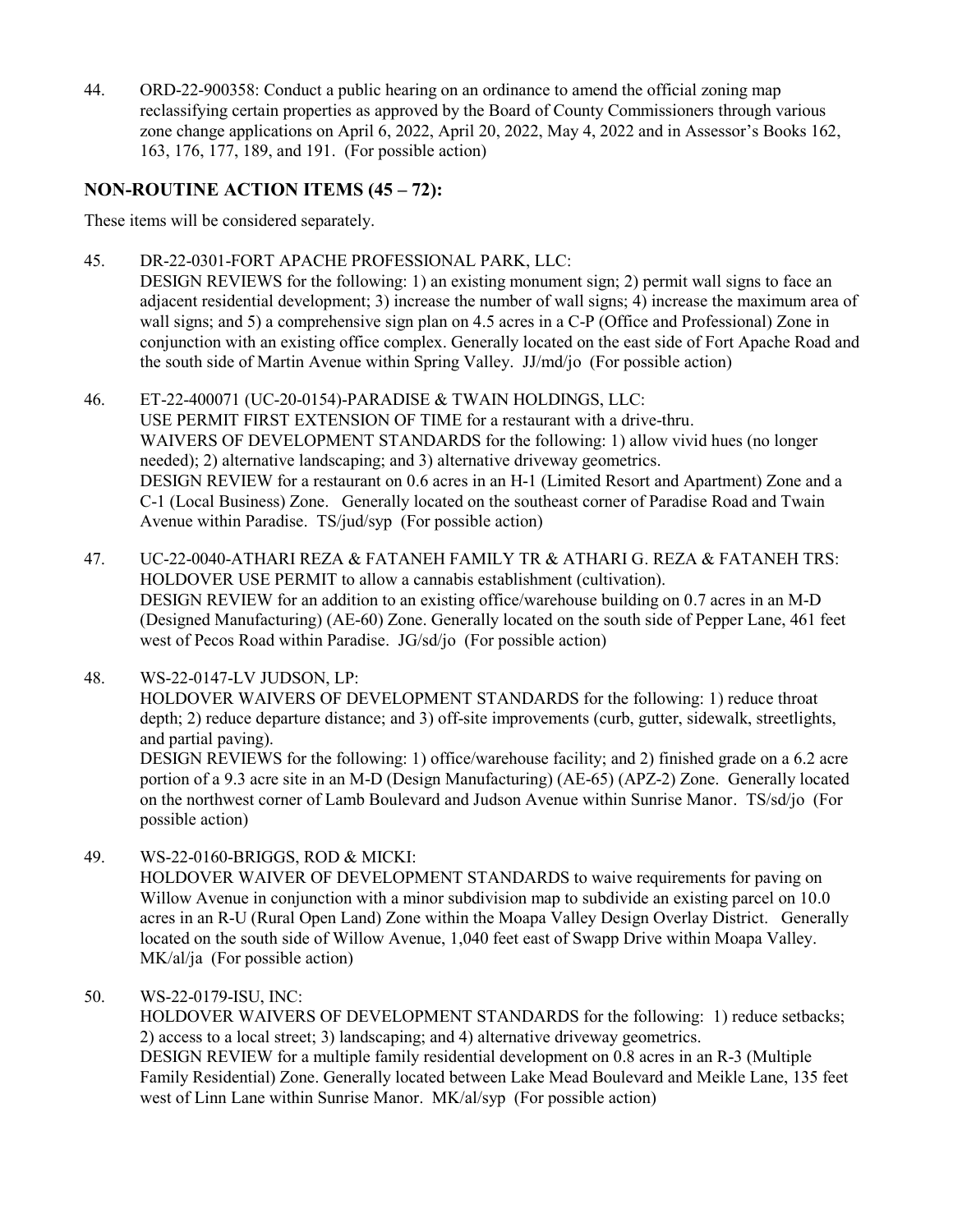44. ORD-22-900358: Conduct a public hearing on an ordinance to amend the official zoning map reclassifying certain properties as approved by the Board of County Commissioners through various zone change applications on April 6, 2022, April 20, 2022, May 4, 2022 and in Assessor's Books 162, 163, 176, 177, 189, and 191. (For possible action)

## NON-ROUTINE ACTION ITEMS (45 – 72):

These items will be considered separately.

45. DR-22-0301-FORT APACHE PROFESSIONAL PARK, LLC:
DESIGN REVIEWS for the following: 1) an existing monument sign; 2) permit wall signs to face an adjacent residential development; 3) increase the number of wall signs; 4) increase the maximum area of wall signs; and 5) a comprehensive sign plan on 4.5 acres in a C-P (Office and Professional) Zone in conjunction with an existing office complex. Generally located on the east side of Fort Apache Road and the south side of Martin Avenue within Spring Valley. JJ/md/jo (For possible action)

46. ET-22-400071 (UC-20-0154)-PARADISE & TWAIN HOLDINGS, LLC:
USE PERMIT FIRST EXTENSION OF TIME for a restaurant with a drive-thru.
WAIVERS OF DEVELOPMENT STANDARDS for the following: 1) allow vivid hues (no longer needed); 2) alternative landscaping; and 3) alternative driveway geometrics.
DESIGN REVIEW for a restaurant on 0.6 acres in an H-1 (Limited Resort and Apartment) Zone and a C-1 (Local Business) Zone. Generally located on the southeast corner of Paradise Road and Twain Avenue within Paradise. TS/jud/syp (For possible action)

47. UC-22-0040-ATHARI REZA & FATANEH FAMILY TR & ATHARI G. REZA & FATANEH TRS:
HOLDOVER USE PERMIT to allow a cannabis establishment (cultivation).
DESIGN REVIEW for an addition to an existing office/warehouse building on 0.7 acres in an M-D (Designed Manufacturing) (AE-60) Zone. Generally located on the south side of Pepper Lane, 461 feet west of Pecos Road within Paradise. JG/sd/jo (For possible action)

48. WS-22-0147-LV JUDSON, LP:
HOLDOVER WAIVERS OF DEVELOPMENT STANDARDS for the following: 1) reduce throat depth; 2) reduce departure distance; and 3) off-site improvements (curb, gutter, sidewalk, streetlights, and partial paving).
DESIGN REVIEWS for the following: 1) office/warehouse facility; and 2) finished grade on a 6.2 acre portion of a 9.3 acre site in an M-D (Design Manufacturing) (AE-65) (APZ-2) Zone. Generally located on the northwest corner of Lamb Boulevard and Judson Avenue within Sunrise Manor. TS/sd/jo (For possible action)

49. WS-22-0160-BRIGGS, ROD & MICKI:
HOLDOVER WAIVER OF DEVELOPMENT STANDARDS to waive requirements for paving on Willow Avenue in conjunction with a minor subdivision map to subdivide an existing parcel on 10.0 acres in an R-U (Rural Open Land) Zone within the Moapa Valley Design Overlay District. Generally located on the south side of Willow Avenue, 1,040 feet east of Swapp Drive within Moapa Valley. MK/al/ja (For possible action)

50. WS-22-0179-ISU, INC:
HOLDOVER WAIVERS OF DEVELOPMENT STANDARDS for the following: 1) reduce setbacks; 2) access to a local street; 3) landscaping; and 4) alternative driveway geometrics.
DESIGN REVIEW for a multiple family residential development on 0.8 acres in an R-3 (Multiple Family Residential) Zone. Generally located between Lake Mead Boulevard and Meikle Lane, 135 feet west of Linn Lane within Sunrise Manor. MK/al/syp (For possible action)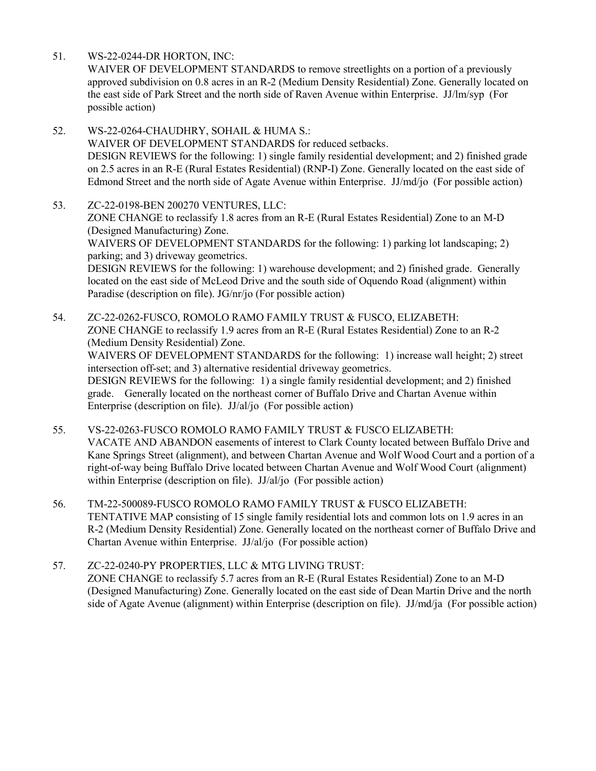51. WS-22-0244-DR HORTON, INC:
    WAIVER OF DEVELOPMENT STANDARDS to remove streetlights on a portion of a previously approved subdivision on 0.8 acres in an R-2 (Medium Density Residential) Zone. Generally located on the east side of Park Street and the north side of Raven Avenue within Enterprise. JJ/lm/syp (For possible action)

52. WS-22-0264-CHAUDHRY, SOHAIL & HUMA S.:
    WAIVER OF DEVELOPMENT STANDARDS for reduced setbacks.
    DESIGN REVIEWS for the following: 1) single family residential development; and 2) finished grade on 2.5 acres in an R-E (Rural Estates Residential) (RNP-I) Zone. Generally located on the east side of Edmond Street and the north side of Agate Avenue within Enterprise. JJ/md/jo (For possible action)

53. ZC-22-0198-BEN 200270 VENTURES, LLC:
    ZONE CHANGE to reclassify 1.8 acres from an R-E (Rural Estates Residential) Zone to an M-D (Designed Manufacturing) Zone.
    WAIVERS OF DEVELOPMENT STANDARDS for the following: 1) parking lot landscaping; 2) parking; and 3) driveway geometrics.
    DESIGN REVIEWS for the following: 1) warehouse development; and 2) finished grade. Generally located on the east side of McLeod Drive and the south side of Oquendo Road (alignment) within Paradise (description on file). JG/nr/jo (For possible action)

54. ZC-22-0262-FUSCO, ROMOLO RAMO FAMILY TRUST & FUSCO, ELIZABETH:
    ZONE CHANGE to reclassify 1.9 acres from an R-E (Rural Estates Residential) Zone to an R-2 (Medium Density Residential) Zone.
    WAIVERS OF DEVELOPMENT STANDARDS for the following: 1) increase wall height; 2) street intersection off-set; and 3) alternative residential driveway geometrics.
    DESIGN REVIEWS for the following: 1) a single family residential development; and 2) finished grade. Generally located on the northeast corner of Buffalo Drive and Chartan Avenue within Enterprise (description on file). JJ/al/jo (For possible action)

55. VS-22-0263-FUSCO ROMOLO RAMO FAMILY TRUST & FUSCO ELIZABETH:
    VACATE AND ABANDON easements of interest to Clark County located between Buffalo Drive and Kane Springs Street (alignment), and between Chartan Avenue and Wolf Wood Court and a portion of a right-of-way being Buffalo Drive located between Chartan Avenue and Wolf Wood Court (alignment) within Enterprise (description on file). JJ/al/jo (For possible action)

56. TM-22-500089-FUSCO ROMOLO RAMO FAMILY TRUST & FUSCO ELIZABETH:
    TENTATIVE MAP consisting of 15 single family residential lots and common lots on 1.9 acres in an R-2 (Medium Density Residential) Zone. Generally located on the northeast corner of Buffalo Drive and Chartan Avenue within Enterprise. JJ/al/jo (For possible action)

57. ZC-22-0240-PY PROPERTIES, LLC & MTG LIVING TRUST:
    ZONE CHANGE to reclassify 5.7 acres from an R-E (Rural Estates Residential) Zone to an M-D (Designed Manufacturing) Zone. Generally located on the east side of Dean Martin Drive and the north side of Agate Avenue (alignment) within Enterprise (description on file). JJ/md/ja (For possible action)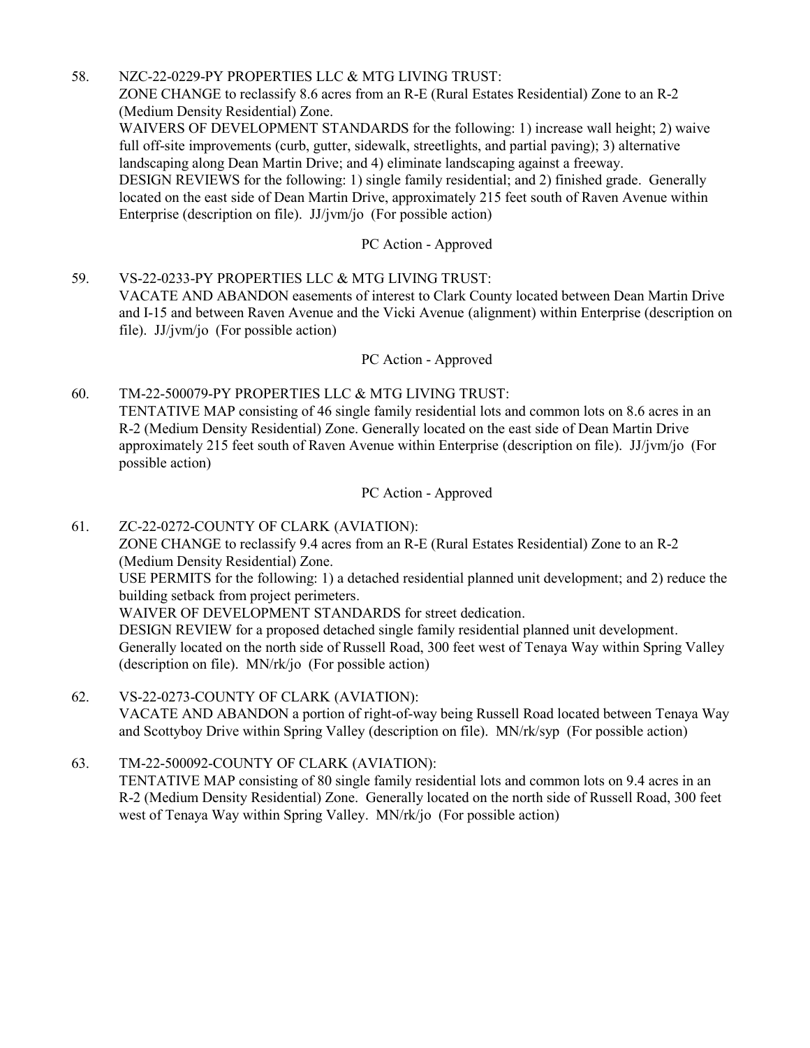58. NZC-22-0229-PY PROPERTIES LLC & MTG LIVING TRUST:
    ZONE CHANGE to reclassify 8.6 acres from an R-E (Rural Estates Residential) Zone to an R-2 (Medium Density Residential) Zone.
    WAIVERS OF DEVELOPMENT STANDARDS for the following: 1) increase wall height; 2) waive full off-site improvements (curb, gutter, sidewalk, streetlights, and partial paving); 3) alternative landscaping along Dean Martin Drive; and 4) eliminate landscaping against a freeway.
    DESIGN REVIEWS for the following: 1) single family residential; and 2) finished grade. Generally located on the east side of Dean Martin Drive, approximately 215 feet south of Raven Avenue within Enterprise (description on file). JJ/jvm/jo (For possible action)

    PC Action - Approved

59. VS-22-0233-PY PROPERTIES LLC & MTG LIVING TRUST:
    VACATE AND ABANDON easements of interest to Clark County located between Dean Martin Drive and I-15 and between Raven Avenue and the Vicki Avenue (alignment) within Enterprise (description on file). JJ/jvm/jo (For possible action)

    PC Action - Approved

60. TM-22-500079-PY PROPERTIES LLC & MTG LIVING TRUST:
    TENTATIVE MAP consisting of 46 single family residential lots and common lots on 8.6 acres in an R-2 (Medium Density Residential) Zone. Generally located on the east side of Dean Martin Drive approximately 215 feet south of Raven Avenue within Enterprise (description on file). JJ/jvm/jo (For possible action)

    PC Action - Approved

61. ZC-22-0272-COUNTY OF CLARK (AVIATION):
    ZONE CHANGE to reclassify 9.4 acres from an R-E (Rural Estates Residential) Zone to an R-2 (Medium Density Residential) Zone.
    USE PERMITS for the following: 1) a detached residential planned unit development; and 2) reduce the building setback from project perimeters.
    WAIVER OF DEVELOPMENT STANDARDS for street dedication.
    DESIGN REVIEW for a proposed detached single family residential planned unit development. Generally located on the north side of Russell Road, 300 feet west of Tenaya Way within Spring Valley (description on file). MN/rk/jo (For possible action)

62. VS-22-0273-COUNTY OF CLARK (AVIATION):
    VACATE AND ABANDON a portion of right-of-way being Russell Road located between Tenaya Way and Scottyboy Drive within Spring Valley (description on file). MN/rk/syp (For possible action)

63. TM-22-500092-COUNTY OF CLARK (AVIATION):
    TENTATIVE MAP consisting of 80 single family residential lots and common lots on 9.4 acres in an R-2 (Medium Density Residential) Zone. Generally located on the north side of Russell Road, 300 feet west of Tenaya Way within Spring Valley. MN/rk/jo (For possible action)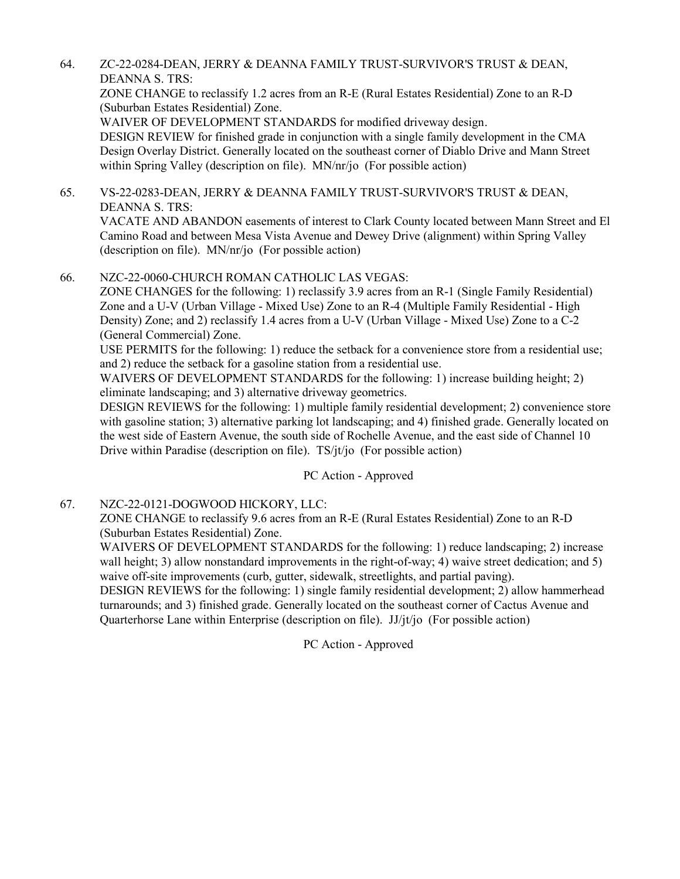64. ZC-22-0284-DEAN, JERRY & DEANNA FAMILY TRUST-SURVIVOR'S TRUST & DEAN, DEANNA S. TRS:
ZONE CHANGE to reclassify 1.2 acres from an R-E (Rural Estates Residential) Zone to an R-D (Suburban Estates Residential) Zone.
WAIVER OF DEVELOPMENT STANDARDS for modified driveway design.
DESIGN REVIEW for finished grade in conjunction with a single family development in the CMA Design Overlay District. Generally located on the southeast corner of Diablo Drive and Mann Street within Spring Valley (description on file). MN/nr/jo (For possible action)

65. VS-22-0283-DEAN, JERRY & DEANNA FAMILY TRUST-SURVIVOR'S TRUST & DEAN, DEANNA S. TRS:
VACATE AND ABANDON easements of interest to Clark County located between Mann Street and El Camino Road and between Mesa Vista Avenue and Dewey Drive (alignment) within Spring Valley (description on file). MN/nr/jo (For possible action)

66. NZC-22-0060-CHURCH ROMAN CATHOLIC LAS VEGAS:
ZONE CHANGES for the following: 1) reclassify 3.9 acres from an R-1 (Single Family Residential) Zone and a U-V (Urban Village - Mixed Use) Zone to an R-4 (Multiple Family Residential - High Density) Zone; and 2) reclassify 1.4 acres from a U-V (Urban Village - Mixed Use) Zone to a C-2 (General Commercial) Zone.
USE PERMITS for the following: 1) reduce the setback for a convenience store from a residential use; and 2) reduce the setback for a gasoline station from a residential use.
WAIVERS OF DEVELOPMENT STANDARDS for the following: 1) increase building height; 2) eliminate landscaping; and 3) alternative driveway geometrics.
DESIGN REVIEWS for the following: 1) multiple family residential development; 2) convenience store with gasoline station; 3) alternative parking lot landscaping; and 4) finished grade. Generally located on the west side of Eastern Avenue, the south side of Rochelle Avenue, and the east side of Channel 10 Drive within Paradise (description on file). TS/jt/jo (For possible action)

PC Action - Approved

67. NZC-22-0121-DOGWOOD HICKORY, LLC:
ZONE CHANGE to reclassify 9.6 acres from an R-E (Rural Estates Residential) Zone to an R-D (Suburban Estates Residential) Zone.
WAIVERS OF DEVELOPMENT STANDARDS for the following: 1) reduce landscaping; 2) increase wall height; 3) allow nonstandard improvements in the right-of-way; 4) waive street dedication; and 5) waive off-site improvements (curb, gutter, sidewalk, streetlights, and partial paving).
DESIGN REVIEWS for the following: 1) single family residential development; 2) allow hammerhead turnarounds; and 3) finished grade. Generally located on the southeast corner of Cactus Avenue and Quarterhorse Lane within Enterprise (description on file). JJ/jt/jo (For possible action)

PC Action - Approved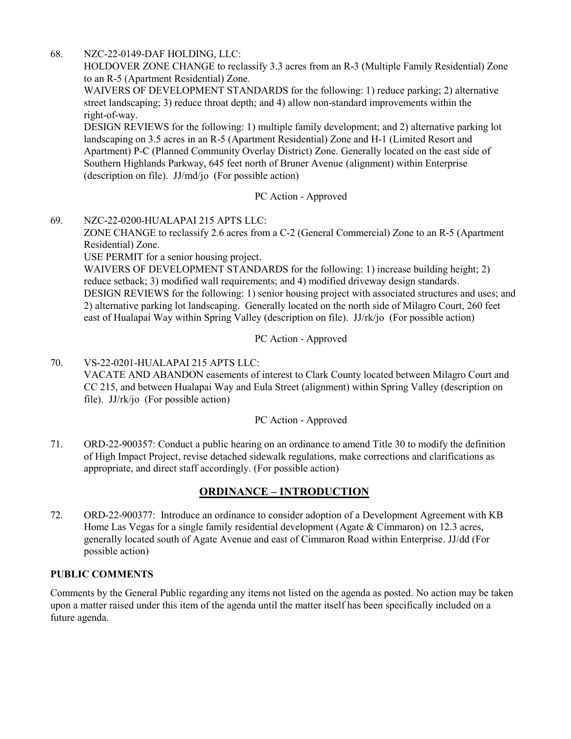68. NZC-22-0149-DAF HOLDING, LLC:
HOLDOVER ZONE CHANGE to reclassify 3.3 acres from an R-3 (Multiple Family Residential) Zone to an R-5 (Apartment Residential) Zone.
WAIVERS OF DEVELOPMENT STANDARDS for the following: 1) reduce parking; 2) alternative street landscaping; 3) reduce throat depth; and 4) allow non-standard improvements within the right-of-way.
DESIGN REVIEWS for the following: 1) multiple family development; and 2) alternative parking lot landscaping on 3.5 acres in an R-5 (Apartment Residential) Zone and H-1 (Limited Resort and Apartment) P-C (Planned Community Overlay District) Zone. Generally located on the east side of Southern Highlands Parkway, 645 feet north of Bruner Avenue (alignment) within Enterprise (description on file). JJ/md/jo (For possible action)

PC Action - Approved

69. NZC-22-0200-HUALAPAI 215 APTS LLC:
ZONE CHANGE to reclassify 2.6 acres from a C-2 (General Commercial) Zone to an R-5 (Apartment Residential) Zone.
USE PERMIT for a senior housing project.
WAIVERS OF DEVELOPMENT STANDARDS for the following: 1) increase building height; 2) reduce setback; 3) modified wall requirements; and 4) modified driveway design standards.
DESIGN REVIEWS for the following: 1) senior housing project with associated structures and uses; and 2) alternative parking lot landscaping. Generally located on the north side of Milagro Court, 260 feet east of Hualapai Way within Spring Valley (description on file). JJ/rk/jo (For possible action)

PC Action - Approved

70. VS-22-0201-HUALAPAI 215 APTS LLC:
VACATE AND ABANDON easements of interest to Clark County located between Milagro Court and CC 215, and between Hualapai Way and Eula Street (alignment) within Spring Valley (description on file). JJ/rk/jo (For possible action)

PC Action - Approved

71. ORD-22-900357: Conduct a public hearing on an ordinance to amend Title 30 to modify the definition of High Impact Project, revise detached sidewalk regulations, make corrections and clarifications as appropriate, and direct staff accordingly. (For possible action)

## ORDINANCE – INTRODUCTION

72. ORD-22-900377: Introduce an ordinance to consider adoption of a Development Agreement with KB Home Las Vegas for a single family residential development (Agate & Cimmaron) on 12.3 acres, generally located south of Agate Avenue and east of Cimmaron Road within Enterprise. JJ/dd (For possible action)

**PUBLIC COMMENTS**

Comments by the General Public regarding any items not listed on the agenda as posted. No action may be taken upon a matter raised under this item of the agenda until the matter itself has been specifically included on a future agenda.